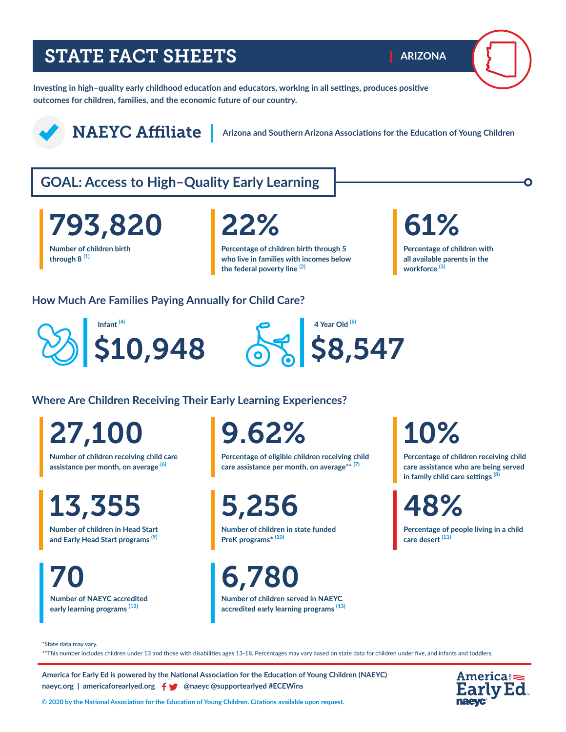# STATE FACT SHEETS

**ARIZONA**

**Investing in high–quality early childhood education and educators, working in all settings, produces positive outcomes for children, families, and the economic future of our country.**

## NAEYC Affiliate

Arizona and Southern Arizona Associations for the Education of Young Children

## GOAL: Access to High–Quality Early Learning

**793,820**
Number of children birth through 8 [1]

**22%**
Percentage of children birth through 5 who live in families with incomes below the federal poverty line [2]

**61%**
Percentage of children with all available parents in the workforce [3]

### How Much Are Families Paying Annually for Child Care?

Infant [4]
**$10,948**

4 Year Old [5]
**$8,547**

### Where Are Children Receiving Their Early Learning Experiences?

**27,100**
Number of children receiving child care assistance per month, on average [6]

**9.62%**
Percentage of eligible children receiving child care assistance per month, on average** [7]

**10%**
Percentage of children receiving child care assistance who are being served in family child care settings [8]

**13,355**
Number of children in Head Start and Early Head Start programs [9]

**5,256**
Number of children in state funded PreK programs* [10]

**48%**
Percentage of people living in a child care desert [11]

**70**
Number of NAEYC accredited early learning programs [12]

**6,780**
Number of children served in NAEYC accredited early learning programs [13]

*State data may vary.

**This number includes children under 13 and those with disabilities ages 13-18. Percentages may vary based on state data for children under five, and infants and toddlers.

America for Early Ed is powered by the National Association for the Education of Young Children (NAEYC)

naeyc.org | americaforearlyed.org | @naeyc @supportearlyed #ECEWins

© 2020 by the National Association for the Education of Young Children. Citations available upon request.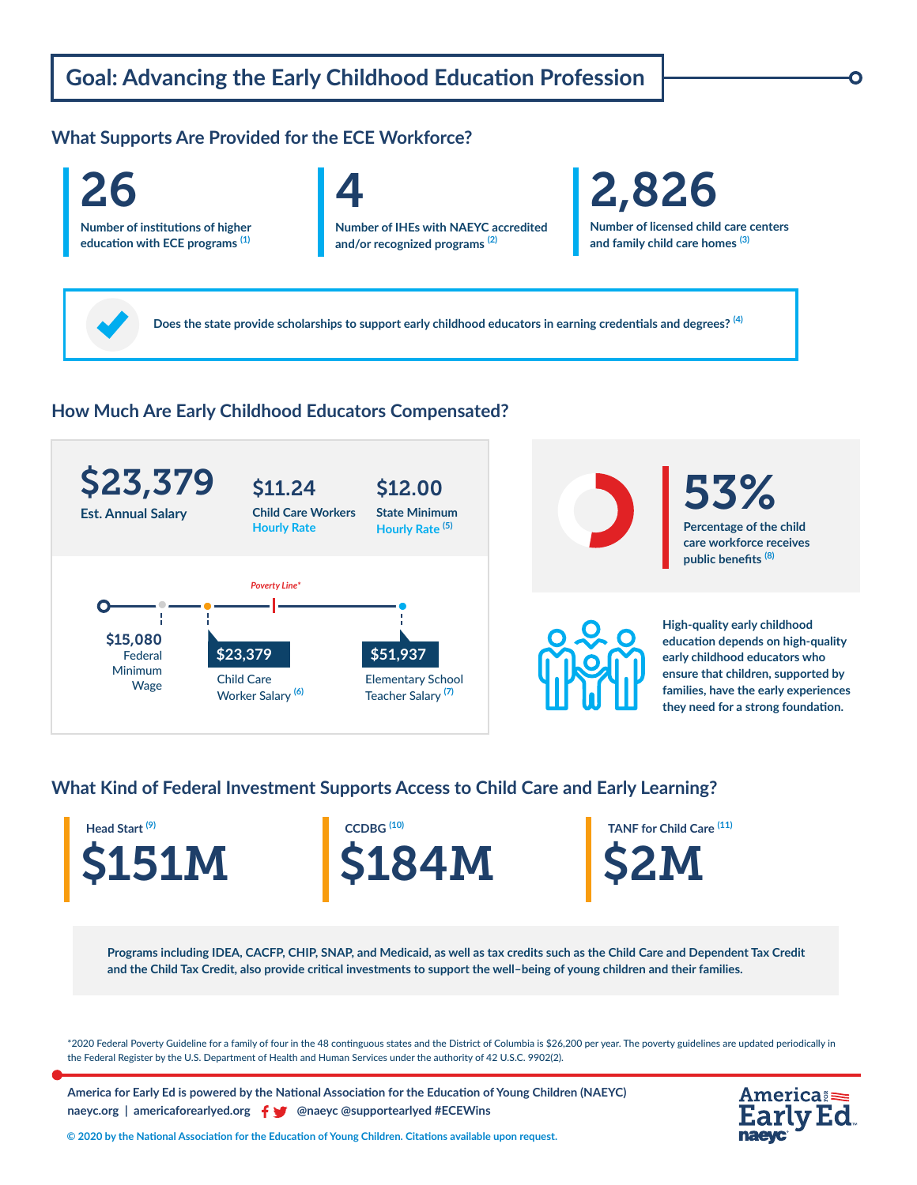# Goal: Advancing the Early Childhood Education Profession

## What Supports Are Provided for the ECE Workforce?

**26**
Number of institutions of higher education with ECE programs [1]

**4**
Number of IHEs with NAEYC accredited and/or recognized programs [2]

**2,826**
Number of licensed child care centers and family child care homes [3]

✔ Does the state provide scholarships to support early childhood educators in earning credentials and degrees? [4]

## How Much Are Early Childhood Educators Compensated?

**$23,379**
Est. Annual Salary

**$11.24**
Child Care Workers Hourly Rate

**$12.00**
State Minimum Hourly Rate [5]

*Poverty Line**

$15,080
Federal Minimum Wage

$23,379
Child Care Worker Salary [6]

$51,937
Elementary School Teacher Salary [7]

**53%**
Percentage of the child care workforce receives public benefits [8]

High-quality early childhood education depends on high-quality early childhood educators who ensure that children, supported by families, have the early experiences they need for a strong foundation.

## What Kind of Federal Investment Supports Access to Child Care and Early Learning?

Head Start [9]
**$151M**

CCDBG [10]
**$184M**

TANF for Child Care [11]
**$2M**

Programs including IDEA, CACFP, CHIP, SNAP, and Medicaid, as well as tax credits such as the Child Care and Dependent Tax Credit and the Child Tax Credit, also provide critical investments to support the well–being of young children and their families.

*2020 Federal Poverty Guideline for a family of four in the 48 contiguous states and the District of Columbia is $26,200 per year. The poverty guidelines are updated periodically in the Federal Register by the U.S. Department of Health and Human Services under the authority of 42 U.S.C. 9902(2).

America for Early Ed is powered by the National Association for the Education of Young Children (NAEYC)
naeyc.org | americaforearlyed.org @naeyc @supportearlyed #ECEWins

© 2020 by the National Association for the Education of Young Children. Citations available upon request.